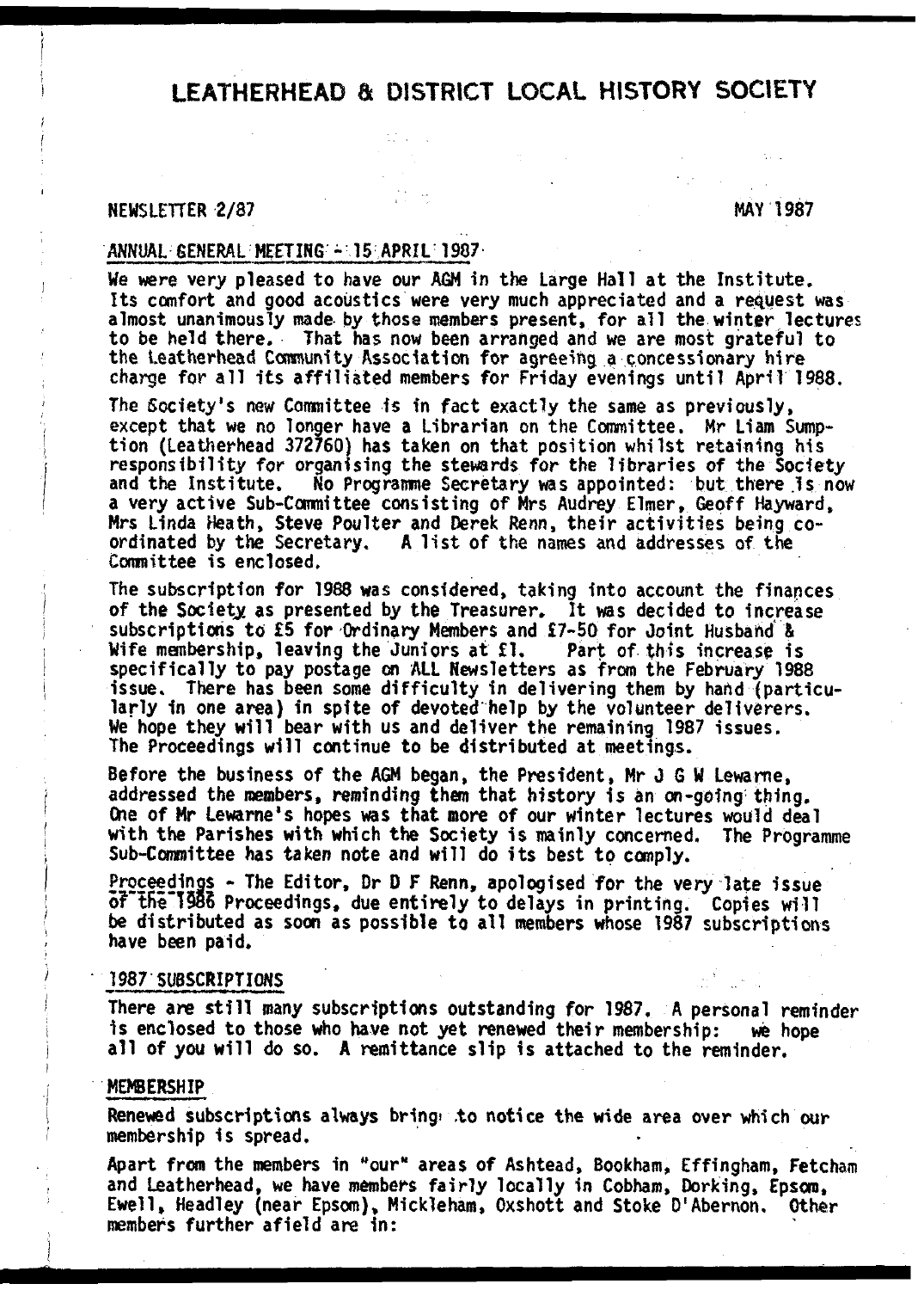# LEATHERHEAD & DISTRICT LOCAL HISTORY SOCIETY

NEWSLETTER 2/87 MAY 1987

## ANNUAL GENERAL MEETING - 15 APRIL 1987

We were very pleased to have our AGM in the Large Hall at the Institute. Its comfort and good acoustics were very much appreciated and a request was almost unanimously made by those members present, for all the winter lectures to be held there. That has now been arranged and we are most grateful to the Leatherhead Community Association for agreeing a concessionary hire charge for all its affiliated members for Friday evenings until April 1988.

The Society's new Committee is in fact exactly the same as previously, except that we no longer have a Librarian on the Committee. Mr Liam Sumption (Leatherhead 372760) has taken on that position whilst retaining his responsibility for organising the stewards for the libraries of the Society and the Institute. No Programme Secretary was appointed: but there is now a very active Sub-Committee consisting of Mrs Audrey Elmer, Geoff Hayward, Mrs Linda Heath, Steve Poulter and Derek Renn, their activities being co-ordinated by the Secretary. A list of the names and addresses of the Committee is enclosed.

The subscription for 1988 was considered, taking into account the finances of the Society as presented by the Treasurer. It was decided to increase subscriptions to £5 for Ordinary Members and £7-50 for Joint Husband & Wife membership, leaving the Juniors at £1. Part of this increase is specifically to pay postage on ALL Newsletters as from the February 1988 issue. There has been some difficulty in delivering them by hand (particularly in one area) in spite of devoted help by the volunteer deliverers. We hope they will bear with us and deliver the remaining 1987 issues. The Proceedings will continue to be distributed at meetings.

Before the business of the AGM began, the President, Mr J G W Lewarne, addressed the members, reminding them that history is an on-going thing. One of Mr Lewarne's hopes was that more of our winter lectures would deal with the Parishes with which the Society is mainly concerned. The Programme Sub-Committee has taken note and will do its best to comply.

Proceedings - The Editor, Dr D F Renn, apologised for the very late issue of the 1986 Proceedings, due entirely to delays in printing. Copies will be distributed as soon as possible to all members whose 1987 subscriptions have been paid.

## 1987 SUBSCRIPTIONS

There are still many subscriptions outstanding for 1987. A personal reminder is enclosed to those who have not yet renewed their membership: we hope all of you will do so. A remittance slip is attached to the reminder.

## MEMBERSHIP

Renewed subscriptions always bring to notice the wide area over which our membership is spread.

Apart from the members in "our" areas of Ashtead, Bookham, Effingham, Fetcham and Leatherhead, we have members fairly locally in Cobham, Dorking, Epsom, Ewell, Headley (near Epsom), Mickleham, Oxshott and Stoke D'Abernon. Other members further afield are in: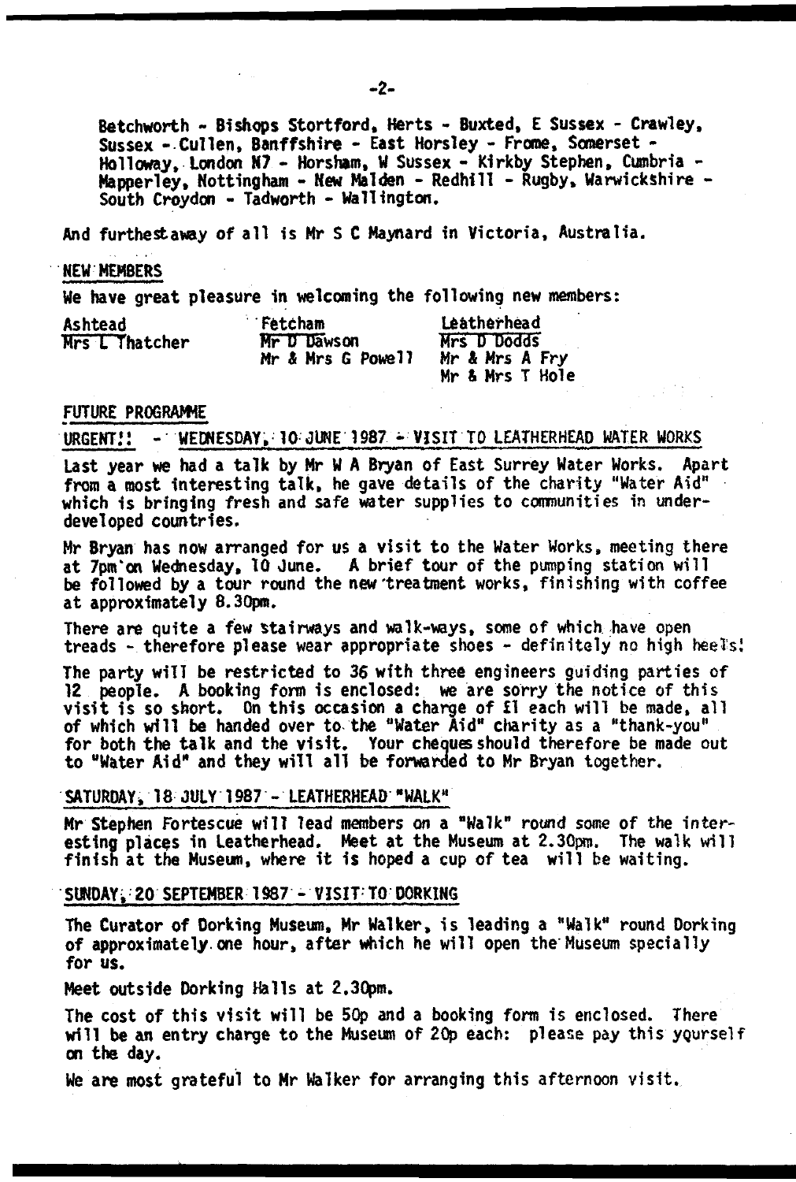Betchworth - Bishops Stortford, Herts - Buxted, E Sussex - Crawley, Sussex - Cullen, Banffshire - East Horsley - Frome, Somerset - Holloway, London N7 - Horsham, W Sussex - Kirkby Stephen, Cumbria - Mapperley, Nottingham - New Malden - Redhill - Rugby, Warwickshire - South Croydon - Tadworth - Wallington.

And furthestaway of all is Mr S C Maynard in Victoria, Australia.

## NEW MEMBERS

We have great pleasure in welcoming the following new members:

| Ashtead | Fetcham | Leatherhead |
|---|---|---|
| Mrs L Thatcher | Mr D Dawson | Mrs D Dodds |
| | Mr & Mrs G Powell | Mr & Mrs A Fry |
| | | Mr & Mrs T Hole |

## FUTURE PROGRAMME

### URGENT!! - WEDNESDAY, 10 JUNE 1987 - VISIT TO LEATHERHEAD WATER WORKS

Last year we had a talk by Mr W A Bryan of East Surrey Water Works. Apart from a most interesting talk, he gave details of the charity "Water Aid" which is bringing fresh and safe water supplies to communities in under-developed countries.

Mr Bryan has now arranged for us a visit to the Water Works, meeting there at 7pm on Wednesday, 10 June. A brief tour of the pumping station will be followed by a tour round the new treatment works, finishing with coffee at approximately 8.30pm.

There are quite a few stairways and walk-ways, some of which have open treads - therefore please wear appropriate shoes - definitely no high heels!

The party will be restricted to 36 with three engineers guiding parties of 12 people. A booking form is enclosed: we are sorry the notice of this visit is so short. On this occasion a charge of £1 each will be made, all of which will be handed over to the "Water Aid" charity as a "thank-you" for both the talk and the visit. Your cheques should therefore be made out to "Water Aid" and they will all be forwarded to Mr Bryan together.

### SATURDAY, 18 JULY 1987 - LEATHERHEAD "WALK"

Mr Stephen Fortescue will lead members on a "Walk" round some of the interesting places in Leatherhead. Meet at the Museum at 2.30pm. The walk will finish at the Museum, where it is hoped a cup of tea will be waiting.

### SUNDAY, 20 SEPTEMBER 1987 - VISIT TO DORKING

The Curator of Dorking Museum, Mr Walker, is leading a "Walk" round Dorking of approximately one hour, after which he will open the Museum specially for us.

Meet outside Dorking Halls at 2.30pm.

The cost of this visit will be 50p and a booking form is enclosed. There will be an entry charge to the Museum of 20p each: please pay this yourself on the day.

We are most grateful to Mr Walker for arranging this afternoon visit.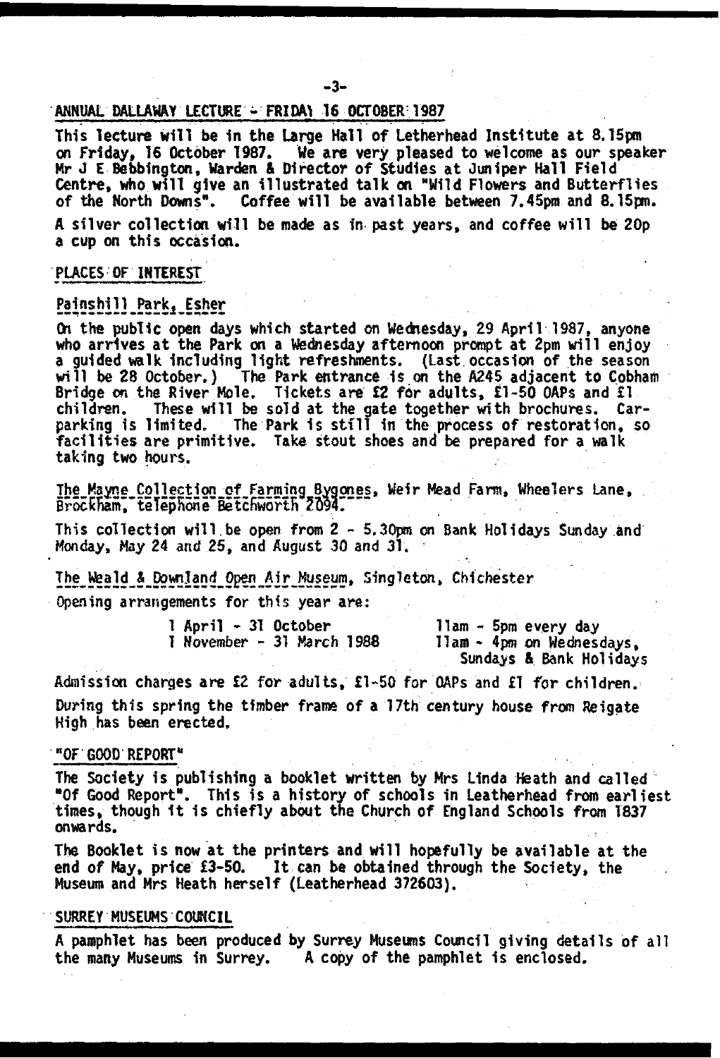## ANNUAL DALLAWAY LECTURE - FRIDAY 16 OCTOBER 1987

This lecture will be in the Large Hall of Letherhead Institute at 8.15pm on Friday, 16 October 1987. We are very pleased to welcome as our speaker Mr J E Bebbington, Warden & Director of Studies at Juniper Hall Field Centre, who will give an illustrated talk on "Wild Flowers and Butterflies of the North Downs". Coffee will be available between 7.45pm and 8.15pm.

A silver collection will be made as in past years, and coffee will be 20p a cup on this occasion.

## PLACES OF INTEREST

### Painshill Park, Esher

On the public open days which started on Wednesday, 29 April 1987, anyone who arrives at the Park on a Wednesday afternoon prompt at 2pm will enjoy a guided walk including light refreshments. (Last occasion of the season will be 28 October.) The Park entrance is on the A245 adjacent to Cobham Bridge on the River Mole. Tickets are £2 for adults, £1-50 OAPs and £1 children. These will be sold at the gate together with brochures. Car-parking is limited. The Park is still in the process of restoration, so facilities are primitive. Take stout shoes and be prepared for a walk taking two hours.

### The Mayne Collection of Farming Bygones, Weir Mead Farm, Wheelers Lane, Brockham, telephone Betchworth 2094.

This collection will be open from 2 - 5.30pm on Bank Holidays Sunday and Monday, May 24 and 25, and August 30 and 31.

### The Weald & Downland Open Air Museum, Singleton, Chichester

Opening arrangements for this year are:

| | |
|---|---|
| 1 April - 31 October | 11am - 5pm every day |
| 1 November - 31 March 1988 | 11am - 4pm on Wednesdays, Sundays & Bank Holidays |

Admission charges are £2 for adults, £1-50 for OAPs and £1 for children.

During this spring the timber frame of a 17th century house from Reigate High has been erected.

## "OF GOOD REPORT"

The Society is publishing a booklet written by Mrs Linda Heath and called "Of Good Report". This is a history of schools in Leatherhead from earliest times, though it is chiefly about the Church of England Schools from 1837 onwards.

The Booklet is now at the printers and will hopefully be available at the end of May, price £3-50. It can be obtained through the Society, the Museum and Mrs Heath herself (Leatherhead 372603).

## SURREY MUSEUMS COUNCIL

A pamphlet has been produced by Surrey Museums Council giving details of all the many Museums in Surrey. A copy of the pamphlet is enclosed.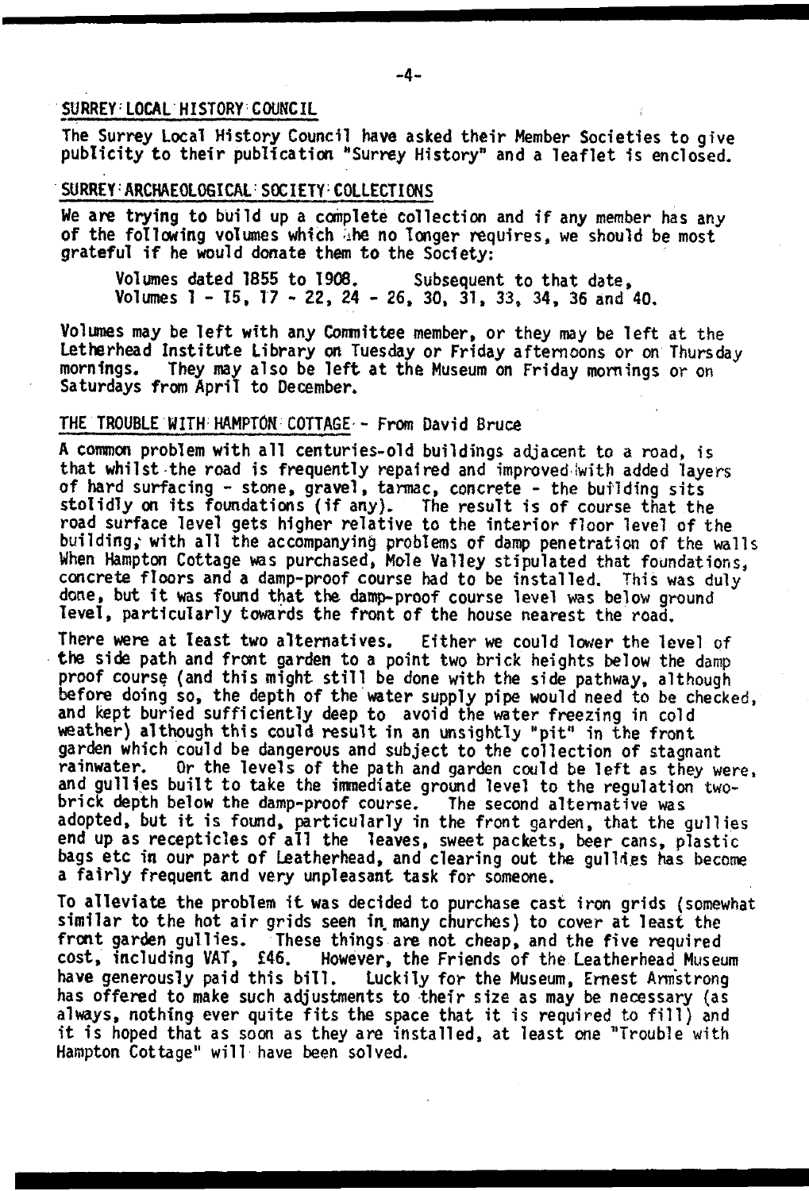## SURREY LOCAL HISTORY COUNCIL

The Surrey Local History Council have asked their Member Societies to give publicity to their publication "Surrey History" and a leaflet is enclosed.

## SURREY ARCHAEOLOGICAL SOCIETY COLLECTIONS

We are trying to build up a complete collection and if any member has any of the following volumes which he no longer requires, we should be most grateful if he would donate them to the Society:

Volumes dated 1855 to 1908. Subsequent to that date,
Volumes 1 - 15, 17 - 22, 24 - 26, 30, 31, 33, 34, 36 and 40.

Volumes may be left with any Committee member, or they may be left at the Letherhead Institute Library on Tuesday or Friday afternoons or on Thursday mornings. They may also be left at the Museum on Friday mornings or on Saturdays from April to December.

## THE TROUBLE WITH HAMPTON COTTAGE - From David Bruce

A common problem with all centuries-old buildings adjacent to a road, is that whilst the road is frequently repaired and improved with added layers of hard surfacing - stone, gravel, tarmac, concrete - the building sits stolidly on its foundations (if any). The result is of course that the road surface level gets higher relative to the interior floor level of the building, with all the accompanying problems of damp penetration of the walls When Hampton Cottage was purchased, Mole Valley stipulated that foundations, concrete floors and a damp-proof course had to be installed. This was duly done, but it was found that the damp-proof course level was below ground level, particularly towards the front of the house nearest the road.

There were at least two alternatives. Either we could lower the level of the side path and front garden to a point two brick heights below the damp proof course (and this might still be done with the side pathway, although before doing so, the depth of the water supply pipe would need to be checked, and kept buried sufficiently deep to avoid the water freezing in cold weather) although this could result in an unsightly "pit" in the front garden which could be dangerous and subject to the collection of stagnant rainwater. Or the levels of the path and garden could be left as they were, and gullies built to take the immediate ground level to the regulation two-brick depth below the damp-proof course. The second alternative was adopted, but it is found, particularly in the front garden, that the gullies end up as recepticles of all the leaves, sweet packets, beer cans, plastic bags etc in our part of Leatherhead, and clearing out the gullies has become a fairly frequent and very unpleasant task for someone.

To alleviate the problem it was decided to purchase cast iron grids (somewhat similar to the hot air grids seen in many churches) to cover at least the front garden gullies. These things are not cheap, and the five required cost, including VAT, £46. However, the Friends of the Leatherhead Museum have generously paid this bill. Luckily for the Museum, Ernest Armstrong has offered to make such adjustments to their size as may be necessary (as always, nothing ever quite fits the space that it is required to fill) and it is hoped that as soon as they are installed, at least one "Trouble with Hampton Cottage" will have been solved.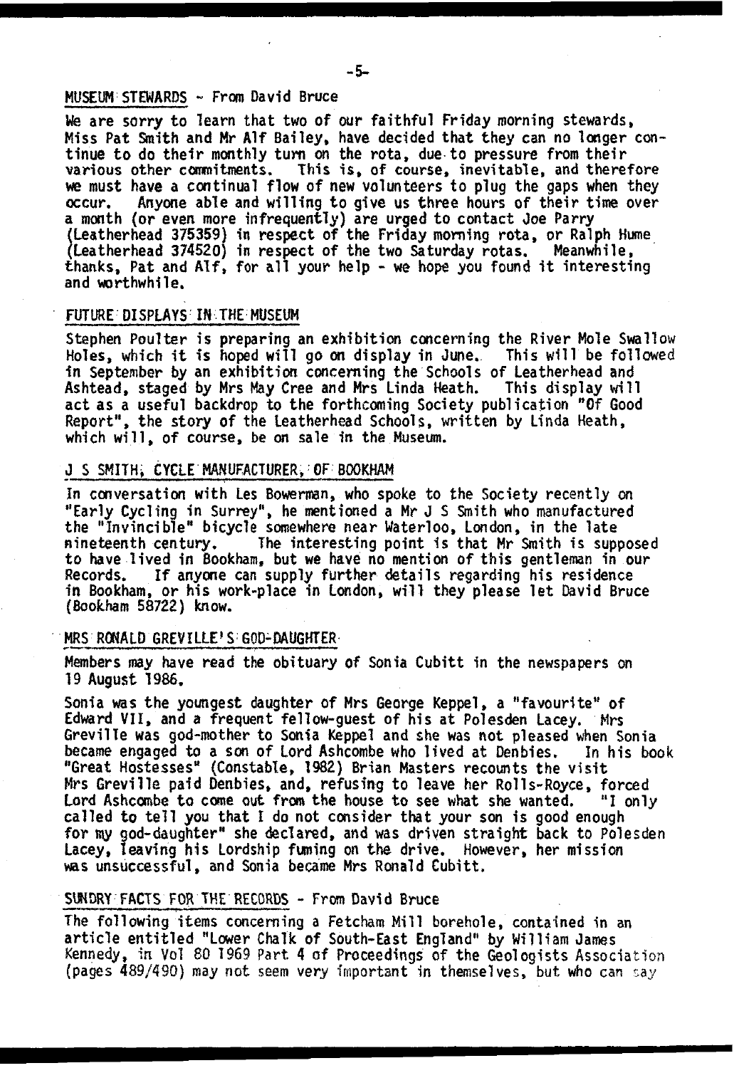## MUSEUM STEWARDS - From David Bruce

We are sorry to learn that two of our faithful Friday morning stewards, Miss Pat Smith and Mr Alf Bailey, have decided that they can no longer continue to do their monthly turn on the rota, due to pressure from their various other commitments. This is, of course, inevitable, and therefore we must have a continual flow of new volunteers to plug the gaps when they occur. Anyone able and willing to give us three hours of their time over a month (or even more infrequently) are urged to contact Joe Parry (Leatherhead 375359) in respect of the Friday morning rota, or Ralph Hume (Leatherhead 374520) in respect of the two Saturday rotas. Meanwhile, thanks, Pat and Alf, for all your help - we hope you found it interesting and worthwhile.

## FUTURE DISPLAYS IN THE MUSEUM

Stephen Poulter is preparing an exhibition concerning the River Mole Swallow Holes, which it is hoped will go on display in June. This will be followed in September by an exhibition concerning the Schools of Leatherhead and Ashtead, staged by Mrs May Cree and Mrs Linda Heath. This display will act as a useful backdrop to the forthcoming Society publication "Of Good Report", the story of the Leatherhead Schools, written by Linda Heath, which will, of course, be on sale in the Museum.

## J S SMITH, CYCLE MANUFACTURER, OF BOOKHAM

In conversation with Les Bowerman, who spoke to the Society recently on "Early Cycling in Surrey", he mentioned a Mr J S Smith who manufactured the "Invincible" bicycle somewhere near Waterloo, London, in the late nineteenth century. The interesting point is that Mr Smith is supposed to have lived in Bookham, but we have no mention of this gentleman in our Records. If anyone can supply further details regarding his residence in Bookham, or his work-place in London, will they please let David Bruce (Bookham 58722) know.

## MRS RONALD GREVILLE'S GOD-DAUGHTER

Members may have read the obituary of Sonia Cubitt in the newspapers on 19 August 1986.

Sonia was the youngest daughter of Mrs George Keppel, a "favourite" of Edward VII, and a frequent fellow-guest of his at Polesden Lacey. Mrs Greville was god-mother to Sonia Keppel and she was not pleased when Sonia became engaged to a son of Lord Ashcombe who lived at Denbies. In his book "Great Hostesses" (Constable, 1982) Brian Masters recounts the visit Mrs Greville paid Denbies, and, refusing to leave her Rolls-Royce, forced Lord Ashcombe to come out from the house to see what she wanted. "I only called to tell you that I do not consider that your son is good enough for my god-daughter" she declared, and was driven straight back to Polesden Lacey, leaving his Lordship fuming on the drive. However, her mission was unsuccessful, and Sonia became Mrs Ronald Cubitt.

## SUNDRY FACTS FOR THE RECORDS - From David Bruce

The following items concerning a Fetcham Mill borehole, contained in an article entitled "Lower Chalk of South-East England" by William James Kennedy, in Vol 80 1969 Part 4 of Proceedings of the Geologists Association (pages 489/490) may not seem very important in themselves, but who can say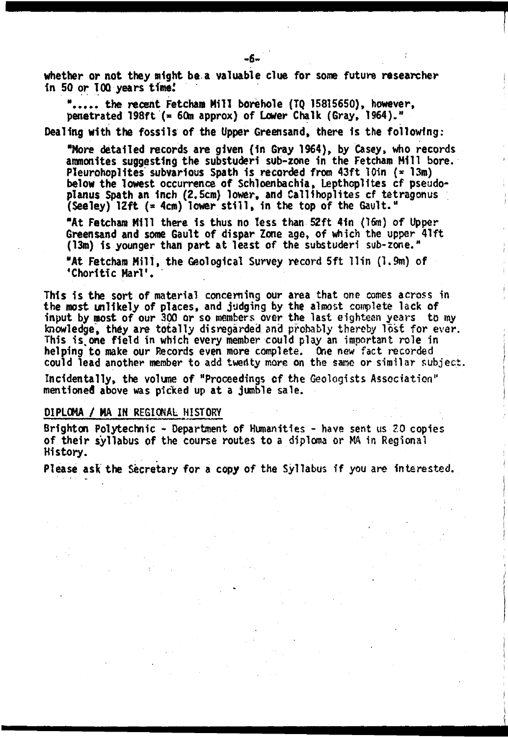whether or not they might be a valuable clue for some future researcher in 50 or 100 years time!

> "..... the recent Fetcham Mill borehole (TQ 15815650), however, penetrated 198ft (= 60m approx) of Lower Chalk (Gray, 1964)."

Dealing with the fossils of the Upper Greensand, there is the following:

> "More detailed records are given (in Gray 1964), by Casey, who records ammonites suggesting the substuderi sub-zone in the Fetcham Mill bore. Pleurohoplites subvarious Spath is recorded from 43ft 10in (= 13m) below the lowest occurrence of Schloenbachia, Lepthoplites cf pseudoplanus Spath an inch (2.5cm) lower, and Callihoplites cf tetragonus (Seeley) 12ft (= 4cm) lower still, in the top of the Gault."
>
> "At Fetcham Mill there is thus no less than 52ft 4in (16m) of Upper Greensand and some Gault of dispar Zone age, of which the upper 41ft (13m) is younger than part at least of the substuderi sub-zone."
>
> "At Fetcham Mill, the Geological Survey record 5ft 11in (1.9m) of 'Choritic Marl'.

This is the sort of material concerning our area that one comes across in the most unlikely of places, and judging by the almost complete lack of input by most of our 300 or so members over the last eighteen years to my knowledge, they are totally disregarded and probably thereby lost for ever. This is one field in which every member could play an important role in helping to make our Records even more complete. One new fact recorded could lead another member to add twenty more on the same or similar subject.

Incidentally, the volume of "Proceedings of the Geologists Association" mentioned above was picked up at a jumble sale.

## DIPLOMA / MA IN REGIONAL HISTORY

Brighton Polytechnic - Department of Humanities - have sent us 20 copies of their syllabus of the course routes to a diploma or MA in Regional History.

Please ask the Secretary for a copy of the Syllabus if you are interested.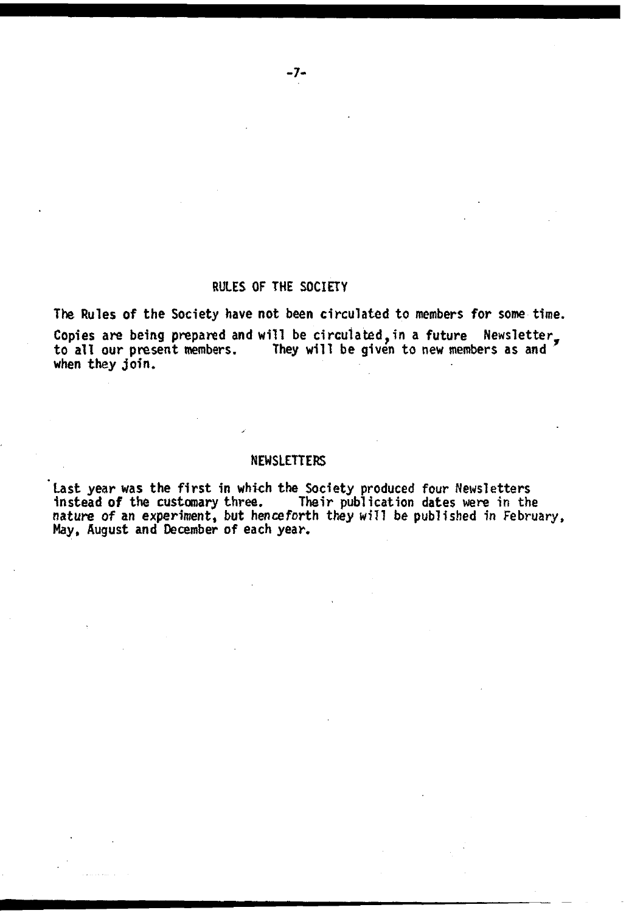## RULES OF THE SOCIETY

The Rules of the Society have not been circulated to members for some time.

Copies are being prepared and will be circulated, in a future Newsletter, to all our present members. They will be given to new members as and when they join.

## NEWSLETTERS

Last year was the first in which the Society produced four Newsletters instead of the customary three. Their publication dates were in the nature of an experiment, but henceforth they will be published in February, May, August and December of each year.